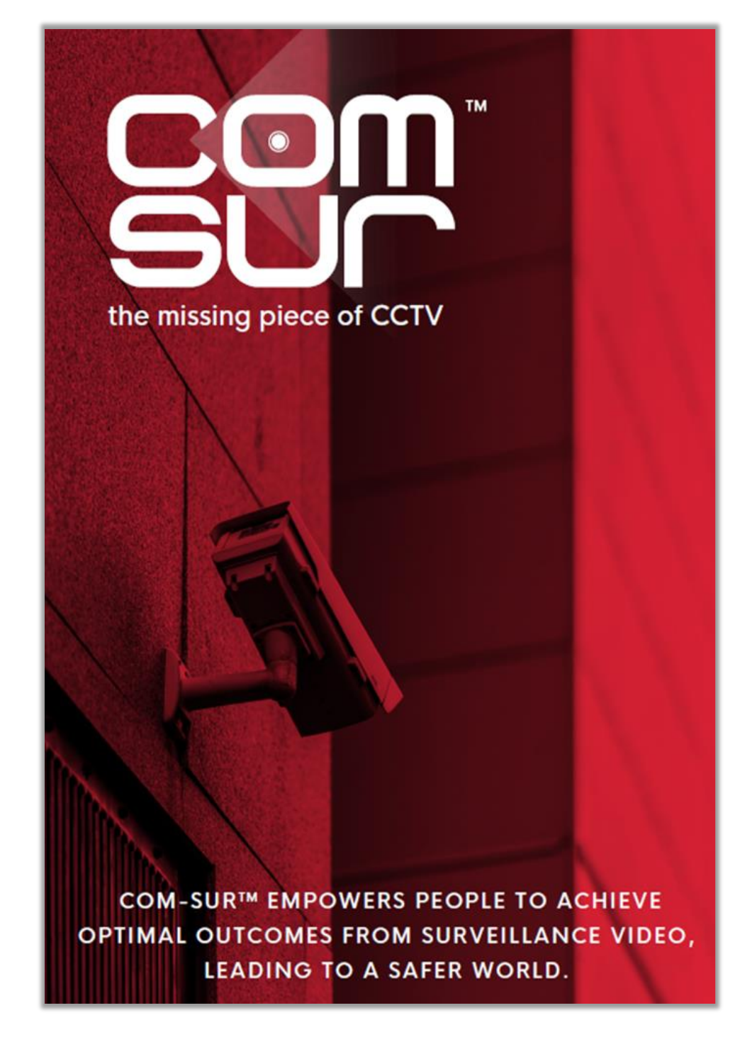# COM SUR™

the missing piece of CCTV

COM-SUR™ EMPOWERS PEOPLE TO ACHIEVE OPTIMAL OUTCOMES FROM SURVEILLANCE VIDEO, LEADING TO A SAFER WORLD.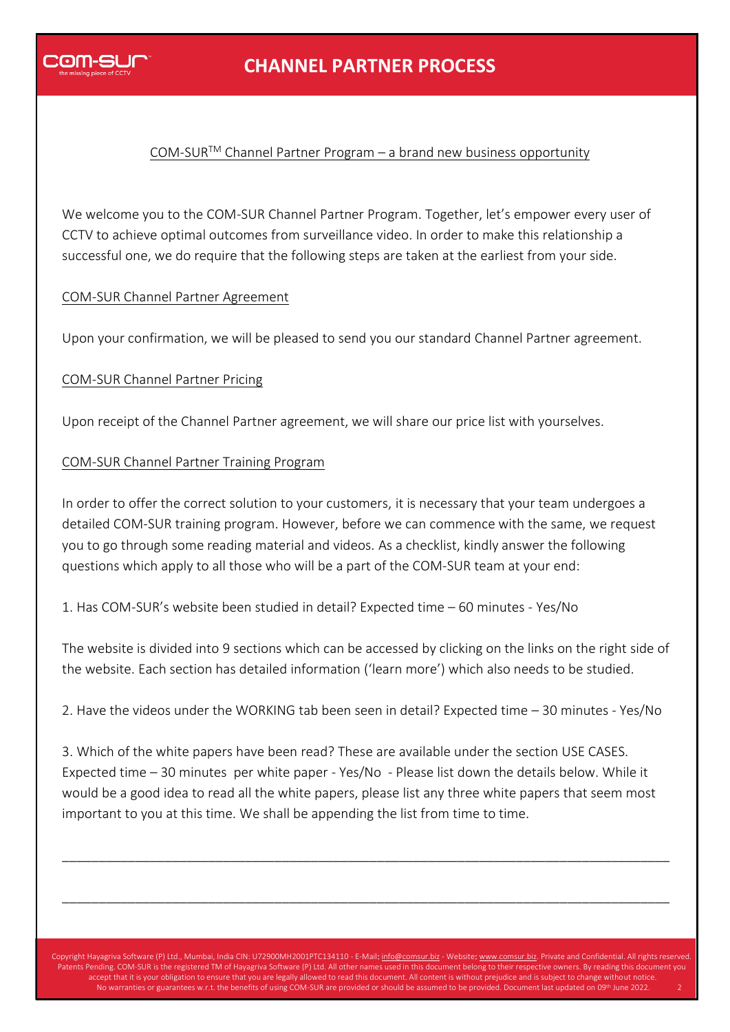## COM-SUR[TM] Channel Partner Program – a brand new business opportunity

We welcome you to the COM-SUR Channel Partner Program. Together, let's empower every user of CCTV to achieve optimal outcomes from surveillance video. In order to make this relationship a successful one, we do require that the following steps are taken at the earliest from your side.

### COM-SUR Channel Partner Agreement

Upon your confirmation, we will be pleased to send you our standard Channel Partner agreement.

### COM-SUR Channel Partner Pricing

Upon receipt of the Channel Partner agreement, we will share our price list with yourselves.

### COM-SUR Channel Partner Training Program

In order to offer the correct solution to your customers, it is necessary that your team undergoes a detailed COM-SUR training program. However, before we can commence with the same, we request you to go through some reading material and videos. As a checklist, kindly answer the following questions which apply to all those who will be a part of the COM-SUR team at your end:

1. Has COM-SUR's website been studied in detail? Expected time – 60 minutes - Yes/No

The website is divided into 9 sections which can be accessed by clicking on the links on the right side of the website. Each section has detailed information ('learn more') which also needs to be studied.

2. Have the videos under the WORKING tab been seen in detail? Expected time – 30 minutes - Yes/No

3. Which of the white papers have been read? These are available under the section USE CASES. Expected time – 30 minutes per white paper - Yes/No - Please list down the details below. While it would be a good idea to read all the white papers, please list any three white papers that seem most important to you at this time. We shall be appending the list from time to time.

\_\_\_\_\_\_\_\_\_\_\_\_\_\_\_\_\_\_\_\_\_\_\_\_\_\_\_\_\_\_\_\_\_\_\_\_\_\_\_\_\_\_\_\_\_\_\_\_\_\_\_\_\_\_\_\_\_\_\_\_\_\_\_\_\_\_\_\_\_\_\_\_\_\_\_\_\_\_

\_\_\_\_\_\_\_\_\_\_\_\_\_\_\_\_\_\_\_\_\_\_\_\_\_\_\_\_\_\_\_\_\_\_\_\_\_\_\_\_\_\_\_\_\_\_\_\_\_\_\_\_\_\_\_\_\_\_\_\_\_\_\_\_\_\_\_\_\_\_\_\_\_\_\_\_\_\_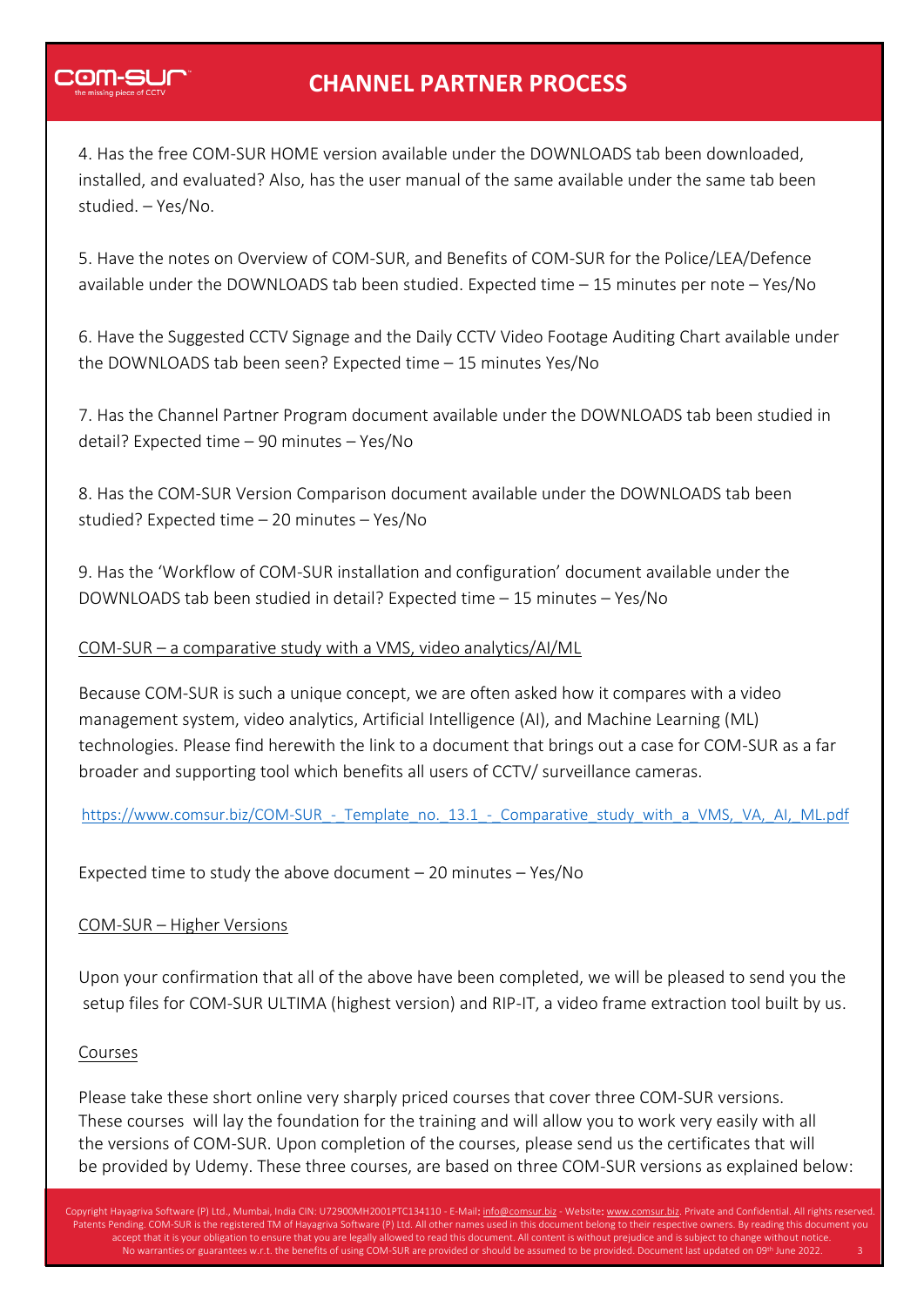4. Has the free COM-SUR HOME version available under the DOWNLOADS tab been downloaded, installed, and evaluated? Also, has the user manual of the same available under the same tab been studied. – Yes/No.

5. Have the notes on Overview of COM-SUR, and Benefits of COM-SUR for the Police/LEA/Defence available under the DOWNLOADS tab been studied. Expected time – 15 minutes per note – Yes/No

6. Have the Suggested CCTV Signage and the Daily CCTV Video Footage Auditing Chart available under the DOWNLOADS tab been seen? Expected time – 15 minutes Yes/No

7. Has the Channel Partner Program document available under the DOWNLOADS tab been studied in detail? Expected time – 90 minutes – Yes/No

8. Has the COM-SUR Version Comparison document available under the DOWNLOADS tab been studied? Expected time – 20 minutes – Yes/No

9. Has the 'Workflow of COM-SUR installation and configuration' document available under the DOWNLOADS tab been studied in detail? Expected time – 15 minutes – Yes/No

<u>COM-SUR – a comparative study with a VMS, video analytics/AI/ML</u>

Because COM-SUR is such a unique concept, we are often asked how it compares with a video management system, video analytics, Artificial Intelligence (AI), and Machine Learning (ML) technologies. Please find herewith the link to a document that brings out a case for COM-SUR as a far broader and supporting tool which benefits all users of CCTV/ surveillance cameras.

https://www.comsur.biz/COM-SUR_-_Template_no._13.1_-_Comparative_study_with_a_VMS,_VA,_AI,_ML.pdf

Expected time to study the above document – 20 minutes – Yes/No

<u>COM-SUR – Higher Versions</u>

Upon your confirmation that all of the above have been completed, we will be pleased to send you the setup files for COM-SUR ULTIMA (highest version) and RIP-IT, a video frame extraction tool built by us.

<u>Courses</u>

Please take these short online very sharply priced courses that cover three COM-SUR versions. These courses will lay the foundation for the training and will allow you to work very easily with all the versions of COM-SUR. Upon completion of the courses, please send us the certificates that will be provided by Udemy. These three courses, are based on three COM-SUR versions as explained below: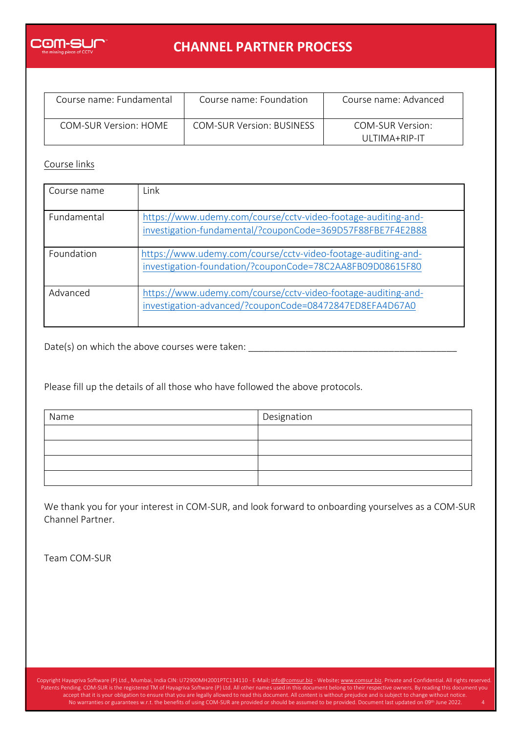| Course name: Fundamental | Course name: Foundation | Course name: Advanced |
|---|---|---|
| COM-SUR Version: HOME | COM-SUR Version: BUSINESS | COM-SUR Version: ULTIMA+RIP-IT |

Course links

| Course name | Link |
|---|---|
| Fundamental | https://www.udemy.com/course/cctv-video-footage-auditing-and-investigation-fundamental/?couponCode=369D57F88FBE7F4E2B88 |
| Foundation | https://www.udemy.com/course/cctv-video-footage-auditing-and-investigation-foundation/?couponCode=78C2AA8FB09D08615F80 |
| Advanced | https://www.udemy.com/course/cctv-video-footage-auditing-and-investigation-advanced/?couponCode=08472847ED8EFA4D67A0 |

Date(s) on which the above courses were taken: ________________________________________

Please fill up the details of all those who have followed the above protocols.

| Name | Designation |
|---|---|
| | |
| | |
| | |
| | |

We thank you for your interest in COM-SUR, and look forward to onboarding yourselves as a COM-SUR Channel Partner.

Team COM-SUR